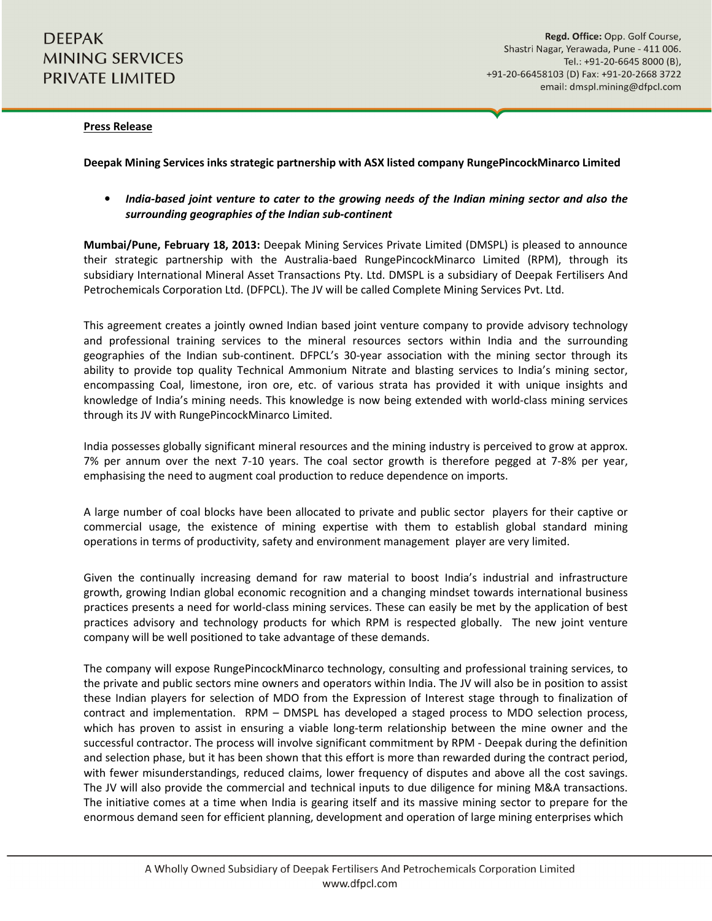**DEEPAK MINING SERVICES PRIVATE LIMITED**

**Regd. Office:** Opp. Golf Course, Shastri Nagar, Yerawada, Pune - 411 006. Tel.: +91-20-6645 8000 (B), +91-20-66458103 (D) Fax: +91-20-2668 3722 email: dmspl.mining@dfpcl.com

**Press Release**

**Deepak Mining Services inks strategic partnership with ASX listed company RungePincockMinarco Limited**

- ***India-based joint venture to cater to the growing needs of the Indian mining sector and also the surrounding geographies of the Indian sub-continent***

**Mumbai/Pune, February 18, 2013:** Deepak Mining Services Private Limited (DMSPL) is pleased to announce their strategic partnership with the Australia-baed RungePincockMinarco Limited (RPM), through its subsidiary International Mineral Asset Transactions Pty. Ltd. DMSPL is a subsidiary of Deepak Fertilisers And Petrochemicals Corporation Ltd. (DFPCL). The JV will be called Complete Mining Services Pvt. Ltd.

This agreement creates a jointly owned Indian based joint venture company to provide advisory technology and professional training services to the mineral resources sectors within India and the surrounding geographies of the Indian sub-continent. DFPCL's 30-year association with the mining sector through its ability to provide top quality Technical Ammonium Nitrate and blasting services to India's mining sector, encompassing Coal, limestone, iron ore, etc. of various strata has provided it with unique insights and knowledge of India's mining needs. This knowledge is now being extended with world-class mining services through its JV with RungePincockMinarco Limited.

India possesses globally significant mineral resources and the mining industry is perceived to grow at approx. 7% per annum over the next 7-10 years. The coal sector growth is therefore pegged at 7-8% per year, emphasising the need to augment coal production to reduce dependence on imports.

A large number of coal blocks have been allocated to private and public sector players for their captive or commercial usage, the existence of mining expertise with them to establish global standard mining operations in terms of productivity, safety and environment management player are very limited.

Given the continually increasing demand for raw material to boost India's industrial and infrastructure growth, growing Indian global economic recognition and a changing mindset towards international business practices presents a need for world-class mining services. These can easily be met by the application of best practices advisory and technology products for which RPM is respected globally. The new joint venture company will be well positioned to take advantage of these demands.

The company will expose RungePincockMinarco technology, consulting and professional training services, to the private and public sectors mine owners and operators within India. The JV will also be in position to assist these Indian players for selection of MDO from the Expression of Interest stage through to finalization of contract and implementation. RPM – DMSPL has developed a staged process to MDO selection process, which has proven to assist in ensuring a viable long-term relationship between the mine owner and the successful contractor. The process will involve significant commitment by RPM - Deepak during the definition and selection phase, but it has been shown that this effort is more than rewarded during the contract period, with fewer misunderstandings, reduced claims, lower frequency of disputes and above all the cost savings. The JV will also provide the commercial and technical inputs to due diligence for mining M&A transactions. The initiative comes at a time when India is gearing itself and its massive mining sector to prepare for the enormous demand seen for efficient planning, development and operation of large mining enterprises which

A Wholly Owned Subsidiary of Deepak Fertilisers And Petrochemicals Corporation Limited
www.dfpcl.com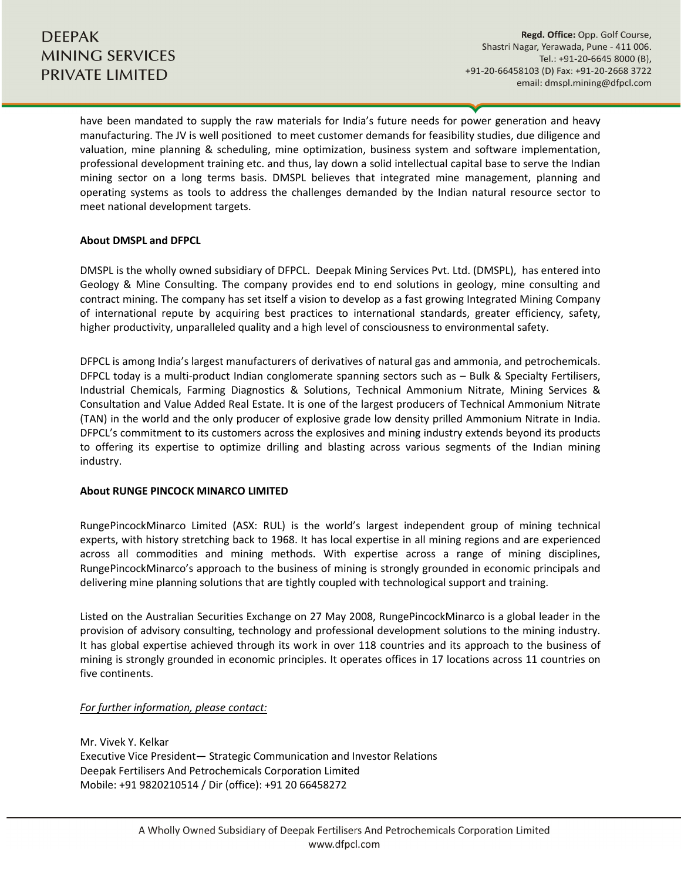have been mandated to supply the raw materials for India's future needs for power generation and heavy manufacturing. The JV is well positioned to meet customer demands for feasibility studies, due diligence and valuation, mine planning & scheduling, mine optimization, business system and software implementation, professional development training etc. and thus, lay down a solid intellectual capital base to serve the Indian mining sector on a long terms basis. DMSPL believes that integrated mine management, planning and operating systems as tools to address the challenges demanded by the Indian natural resource sector to meet national development targets.

**About DMSPL and DFPCL**

DMSPL is the wholly owned subsidiary of DFPCL. Deepak Mining Services Pvt. Ltd. (DMSPL), has entered into Geology & Mine Consulting. The company provides end to end solutions in geology, mine consulting and contract mining. The company has set itself a vision to develop as a fast growing Integrated Mining Company of international repute by acquiring best practices to international standards, greater efficiency, safety, higher productivity, unparalleled quality and a high level of consciousness to environmental safety.

DFPCL is among India's largest manufacturers of derivatives of natural gas and ammonia, and petrochemicals. DFPCL today is a multi-product Indian conglomerate spanning sectors such as – Bulk & Specialty Fertilisers, Industrial Chemicals, Farming Diagnostics & Solutions, Technical Ammonium Nitrate, Mining Services & Consultation and Value Added Real Estate. It is one of the largest producers of Technical Ammonium Nitrate (TAN) in the world and the only producer of explosive grade low density prilled Ammonium Nitrate in India. DFPCL's commitment to its customers across the explosives and mining industry extends beyond its products to offering its expertise to optimize drilling and blasting across various segments of the Indian mining industry.

**About RUNGE PINCOCK MINARCO LIMITED**

RungePincockMinarco Limited (ASX: RUL) is the world's largest independent group of mining technical experts, with history stretching back to 1968. It has local expertise in all mining regions and are experienced across all commodities and mining methods. With expertise across a range of mining disciplines, RungePincockMinarco's approach to the business of mining is strongly grounded in economic principals and delivering mine planning solutions that are tightly coupled with technological support and training.

Listed on the Australian Securities Exchange on 27 May 2008, RungePincockMinarco is a global leader in the provision of advisory consulting, technology and professional development solutions to the mining industry. It has global expertise achieved through its work in over 118 countries and its approach to the business of mining is strongly grounded in economic principles. It operates offices in 17 locations across 11 countries on five continents.

*For further information, please contact:*

Mr. Vivek Y. Kelkar
Executive Vice President— Strategic Communication and Investor Relations
Deepak Fertilisers And Petrochemicals Corporation Limited
Mobile: +91 9820210514 / Dir (office): +91 20 66458272